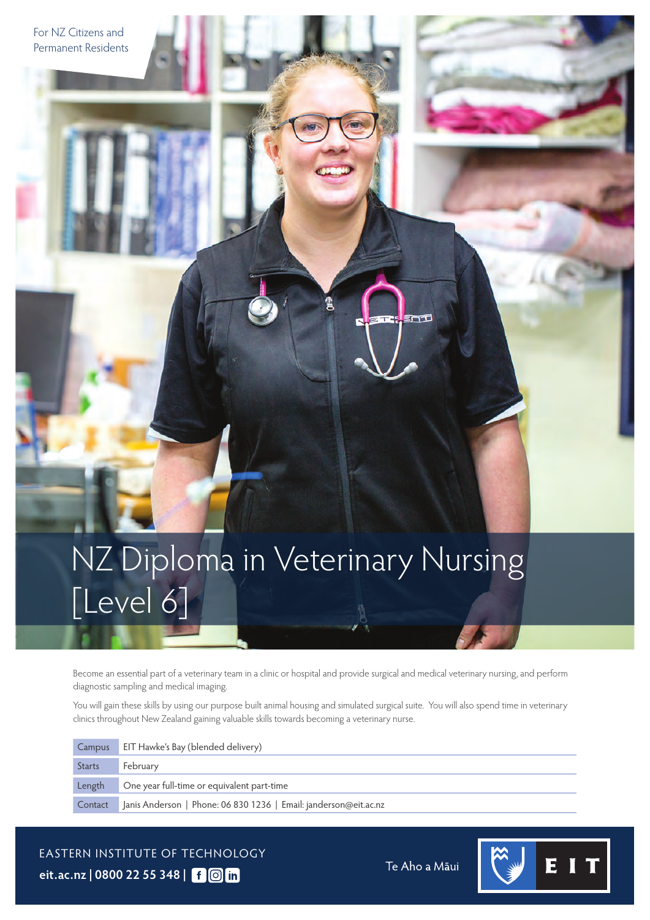For NZ Citizens and Permanent Residents

# NZ Diploma in Veterinary Nursing [Level 6]

Become an essential part of a veterinary team in a clinic or hospital and provide surgical and medical veterinary nursing, and perform diagnostic sampling and medical imaging.

You will gain these skills by using our purpose built animal housing and simulated surgical suite. You will also spend time in veterinary clinics throughout New Zealand gaining valuable skills towards becoming a veterinary nurse.

| | |
|---|---|
| Campus | EIT Hawke's Bay (blended delivery) |
| Starts | February |
| Length | One year full-time or equivalent part-time |
| Contact | Janis Anderson \| Phone: 06 830 1236 \| Email: janderson@eit.ac.nz |

EASTERN INSTITUTE OF TECHNOLOGY

**eit.ac.nz | 0800 22 55 348 |**

Te Aho a Māui

EIT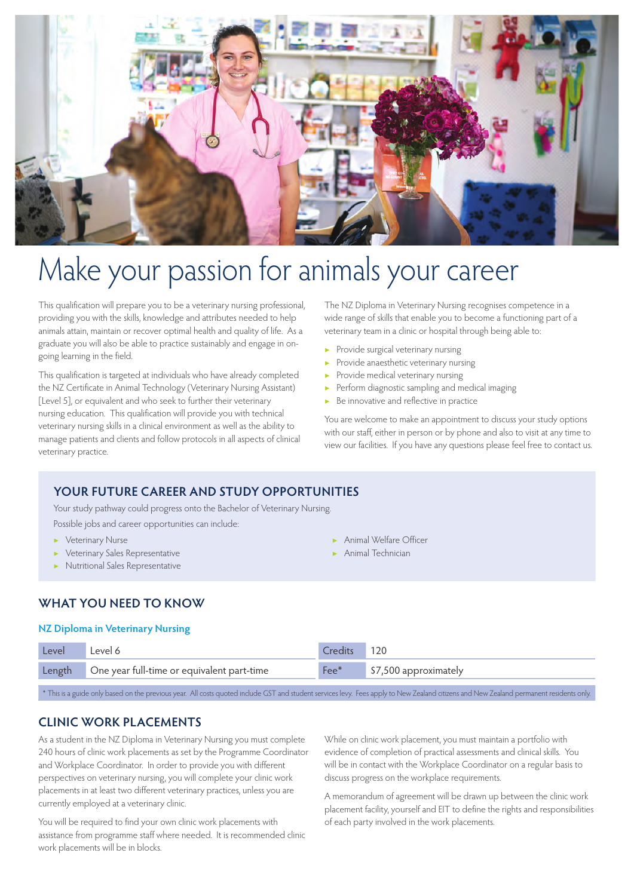# Make your passion for animals your career

This qualification will prepare you to be a veterinary nursing professional, providing you with the skills, knowledge and attributes needed to help animals attain, maintain or recover optimal health and quality of life. As a graduate you will also be able to practice sustainably and engage in on-going learning in the field.

This qualification is targeted at individuals who have already completed the NZ Certificate in Animal Technology (Veterinary Nursing Assistant) [Level 5], or equivalent and who seek to further their veterinary nursing education. This qualification will provide you with technical veterinary nursing skills in a clinical environment as well as the ability to manage patients and clients and follow protocols in all aspects of clinical veterinary practice.

The NZ Diploma in Veterinary Nursing recognises competence in a wide range of skills that enable you to become a functioning part of a veterinary team in a clinic or hospital through being able to:

- Provide surgical veterinary nursing
- Provide anaesthetic veterinary nursing
- Provide medical veterinary nursing
- Perform diagnostic sampling and medical imaging
- Be innovative and reflective in practice

You are welcome to make an appointment to discuss your study options with our staff, either in person or by phone and also to visit at any time to view our facilities. If you have any questions please feel free to contact us.

## YOUR FUTURE CAREER AND STUDY OPPORTUNITIES

Your study pathway could progress onto the Bachelor of Veterinary Nursing.

Possible jobs and career opportunities can include:

- Veterinary Nurse
- Veterinary Sales Representative
- Nutritional Sales Representative
- Animal Welfare Officer
- Animal Technician

## WHAT YOU NEED TO KNOW

### NZ Diploma in Veterinary Nursing

| Level | Level 6 | Credits | 120 |
|---|---|---|---|
| Length | One year full-time or equivalent part-time | Fee* | $7,500 approximately |

* This is a guide only based on the previous year. All costs quoted include GST and student services levy. Fees apply to New Zealand citizens and New Zealand permanent residents only.

## CLINIC WORK PLACEMENTS

As a student in the NZ Diploma in Veterinary Nursing you must complete 240 hours of clinic work placements as set by the Programme Coordinator and Workplace Coordinator. In order to provide you with different perspectives on veterinary nursing, you will complete your clinic work placements in at least two different veterinary practices, unless you are currently employed at a veterinary clinic.

You will be required to find your own clinic work placements with assistance from programme staff where needed. It is recommended clinic work placements will be in blocks.

While on clinic work placement, you must maintain a portfolio with evidence of completion of practical assessments and clinical skills. You will be in contact with the Workplace Coordinator on a regular basis to discuss progress on the workplace requirements.

A memorandum of agreement will be drawn up between the clinic work placement facility, yourself and EIT to define the rights and responsibilities of each party involved in the work placements.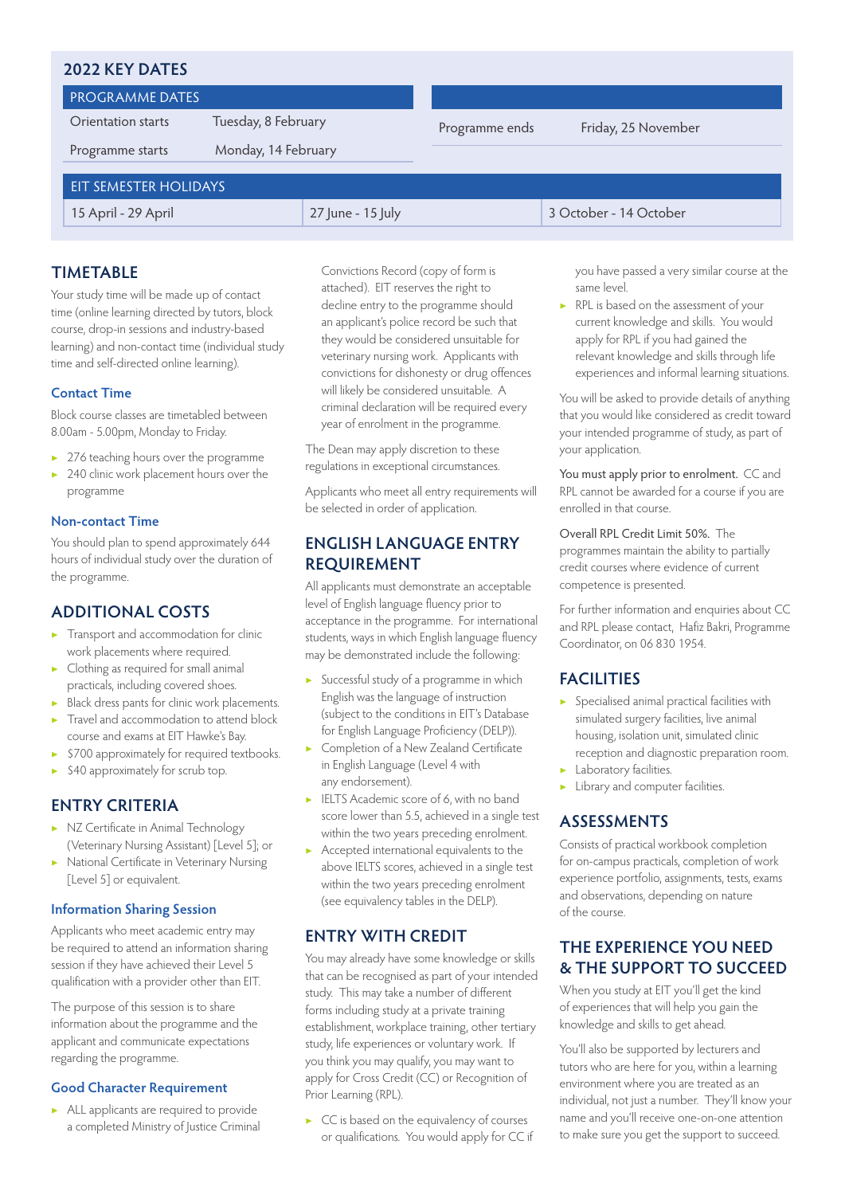## 2022 KEY DATES

| PROGRAMME DATES | | | |
|---|---|---|---|
| Orientation starts | Tuesday, 8 February | Programme ends | Friday, 25 November |
| Programme starts | Monday, 14 February | | |

| EIT SEMESTER HOLIDAYS | | |
|---|---|---|
| 15 April - 29 April | 27 June - 15 July | 3 October - 14 October |

## TIMETABLE

Your study time will be made up of contact time (online learning directed by tutors, block course, drop-in sessions and industry-based learning) and non-contact time (individual study time and self-directed online learning).

### Contact Time

Block course classes are timetabled between 8.00am - 5.00pm, Monday to Friday.

- 276 teaching hours over the programme
- 240 clinic work placement hours over the programme

### Non-contact Time

You should plan to spend approximately 644 hours of individual study over the duration of the programme.

## ADDITIONAL COSTS

- Transport and accommodation for clinic work placements where required.
- Clothing as required for small animal practicals, including covered shoes.
- Black dress pants for clinic work placements.
- Travel and accommodation to attend block course and exams at EIT Hawke's Bay.
- $700 approximately for required textbooks.
- $40 approximately for scrub top.

## ENTRY CRITERIA

- NZ Certificate in Animal Technology (Veterinary Nursing Assistant) [Level 5]; or
- National Certificate in Veterinary Nursing [Level 5] or equivalent.

### Information Sharing Session

Applicants who meet academic entry may be required to attend an information sharing session if they have achieved their Level 5 qualification with a provider other than EIT.

The purpose of this session is to share information about the programme and the applicant and communicate expectations regarding the programme.

### Good Character Requirement

- ALL applicants are required to provide a completed Ministry of Justice Criminal Convictions Record (copy of form is attached). EIT reserves the right to decline entry to the programme should an applicant's police record be such that they would be considered unsuitable for veterinary nursing work. Applicants with convictions for dishonesty or drug offences will likely be considered unsuitable. A criminal declaration will be required every year of enrolment in the programme.

The Dean may apply discretion to these regulations in exceptional circumstances.

Applicants who meet all entry requirements will be selected in order of application.

## ENGLISH LANGUAGE ENTRY REQUIREMENT

All applicants must demonstrate an acceptable level of English language fluency prior to acceptance in the programme. For international students, ways in which English language fluency may be demonstrated include the following:

- Successful study of a programme in which English was the language of instruction (subject to the conditions in EIT's Database for English Language Proficiency (DELP)).
- Completion of a New Zealand Certificate in English Language (Level 4 with any endorsement).
- IELTS Academic score of 6, with no band score lower than 5.5, achieved in a single test within the two years preceding enrolment.
- Accepted international equivalents to the above IELTS scores, achieved in a single test within the two years preceding enrolment (see equivalency tables in the DELP).

## ENTRY WITH CREDIT

You may already have some knowledge or skills that can be recognised as part of your intended study. This may take a number of different forms including study at a private training establishment, workplace training, other tertiary study, life experiences or voluntary work. If you think you may qualify, you may want to apply for Cross Credit (CC) or Recognition of Prior Learning (RPL).

- CC is based on the equivalency of courses or qualifications. You would apply for CC if you have passed a very similar course at the same level.
- RPL is based on the assessment of your current knowledge and skills. You would apply for RPL if you had gained the relevant knowledge and skills through life experiences and informal learning situations.

You will be asked to provide details of anything that you would like considered as credit toward your intended programme of study, as part of your application.

You must apply prior to enrolment. CC and RPL cannot be awarded for a course if you are enrolled in that course.

Overall RPL Credit Limit 50%. The programmes maintain the ability to partially credit courses where evidence of current competence is presented.

For further information and enquiries about CC and RPL please contact, Hafiz Bakri, Programme Coordinator, on 06 830 1954.

## FACILITIES

- Specialised animal practical facilities with simulated surgery facilities, live animal housing, isolation unit, simulated clinic reception and diagnostic preparation room.
- Laboratory facilities.
- Library and computer facilities.

## ASSESSMENTS

Consists of practical workbook completion for on-campus practicals, completion of work experience portfolio, assignments, tests, exams and observations, depending on nature of the course.

## THE EXPERIENCE YOU NEED & THE SUPPORT TO SUCCEED

When you study at EIT you'll get the kind of experiences that will help you gain the knowledge and skills to get ahead.

You'll also be supported by lecturers and tutors who are here for you, within a learning environment where you are treated as an individual, not just a number. They'll know your name and you'll receive one-on-one attention to make sure you get the support to succeed.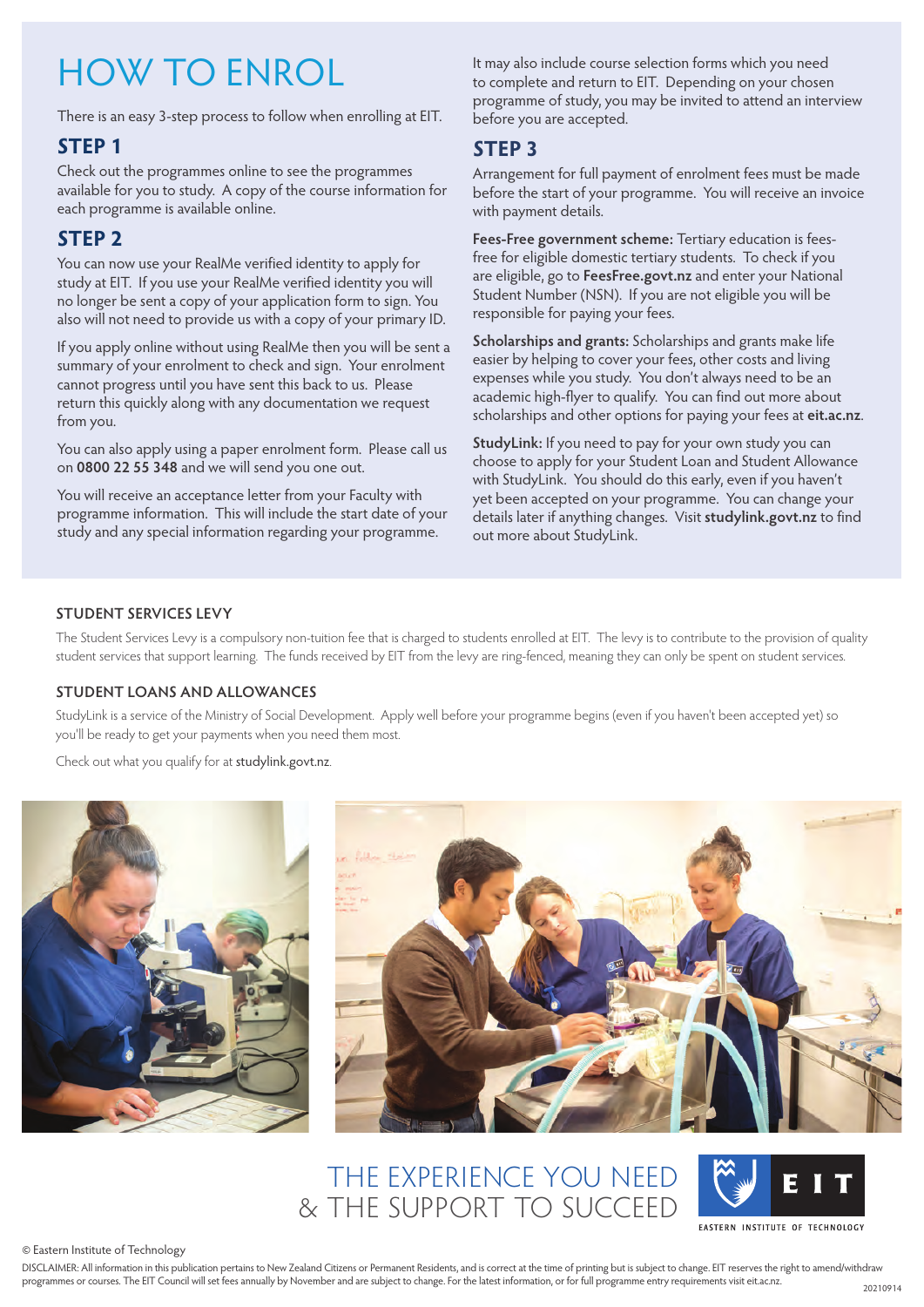# HOW TO ENROL

There is an easy 3-step process to follow when enrolling at EIT.

## STEP 1

Check out the programmes online to see the programmes available for you to study. A copy of the course information for each programme is available online.

## STEP 2

You can now use your RealMe verified identity to apply for study at EIT. If you use your RealMe verified identity you will no longer be sent a copy of your application form to sign. You also will not need to provide us with a copy of your primary ID.

If you apply online without using RealMe then you will be sent a summary of your enrolment to check and sign. Your enrolment cannot progress until you have sent this back to us. Please return this quickly along with any documentation we request from you.

You can also apply using a paper enrolment form. Please call us on **0800 22 55 348** and we will send you one out.

You will receive an acceptance letter from your Faculty with programme information. This will include the start date of your study and any special information regarding your programme.

It may also include course selection forms which you need to complete and return to EIT. Depending on your chosen programme of study, you may be invited to attend an interview before you are accepted.

## STEP 3

Arrangement for full payment of enrolment fees must be made before the start of your programme. You will receive an invoice with payment details.

**Fees-Free government scheme:** Tertiary education is fees-free for eligible domestic tertiary students. To check if you are eligible, go to **FeesFree.govt.nz** and enter your National Student Number (NSN). If you are not eligible you will be responsible for paying your fees.

**Scholarships and grants:** Scholarships and grants make life easier by helping to cover your fees, other costs and living expenses while you study. You don't always need to be an academic high-flyer to qualify. You can find out more about scholarships and other options for paying your fees at **eit.ac.nz**.

**StudyLink:** If you need to pay for your own study you can choose to apply for your Student Loan and Student Allowance with StudyLink. You should do this early, even if you haven't yet been accepted on your programme. You can change your details later if anything changes. Visit **studylink.govt.nz** to find out more about StudyLink.

### STUDENT SERVICES LEVY

The Student Services Levy is a compulsory non-tuition fee that is charged to students enrolled at EIT. The levy is to contribute to the provision of quality student services that support learning. The funds received by EIT from the levy are ring-fenced, meaning they can only be spent on student services.

### STUDENT LOANS AND ALLOWANCES

StudyLink is a service of the Ministry of Social Development. Apply well before your programme begins (even if you haven't been accepted yet) so you'll be ready to get your payments when you need them most.

Check out what you qualify for at studylink.govt.nz.

THE EXPERIENCE YOU NEED & THE SUPPORT TO SUCCEED

EIT — EASTERN INSTITUTE OF TECHNOLOGY

© Eastern Institute of Technology

DISCLAIMER: All information in this publication pertains to New Zealand Citizens or Permanent Residents, and is correct at the time of printing but is subject to change. EIT reserves the right to amend/withdraw programmes or courses. The EIT Council will set fees annually by November and are subject to change. For the latest information, or for full programme entry requirements visit eit.ac.nz.

20210914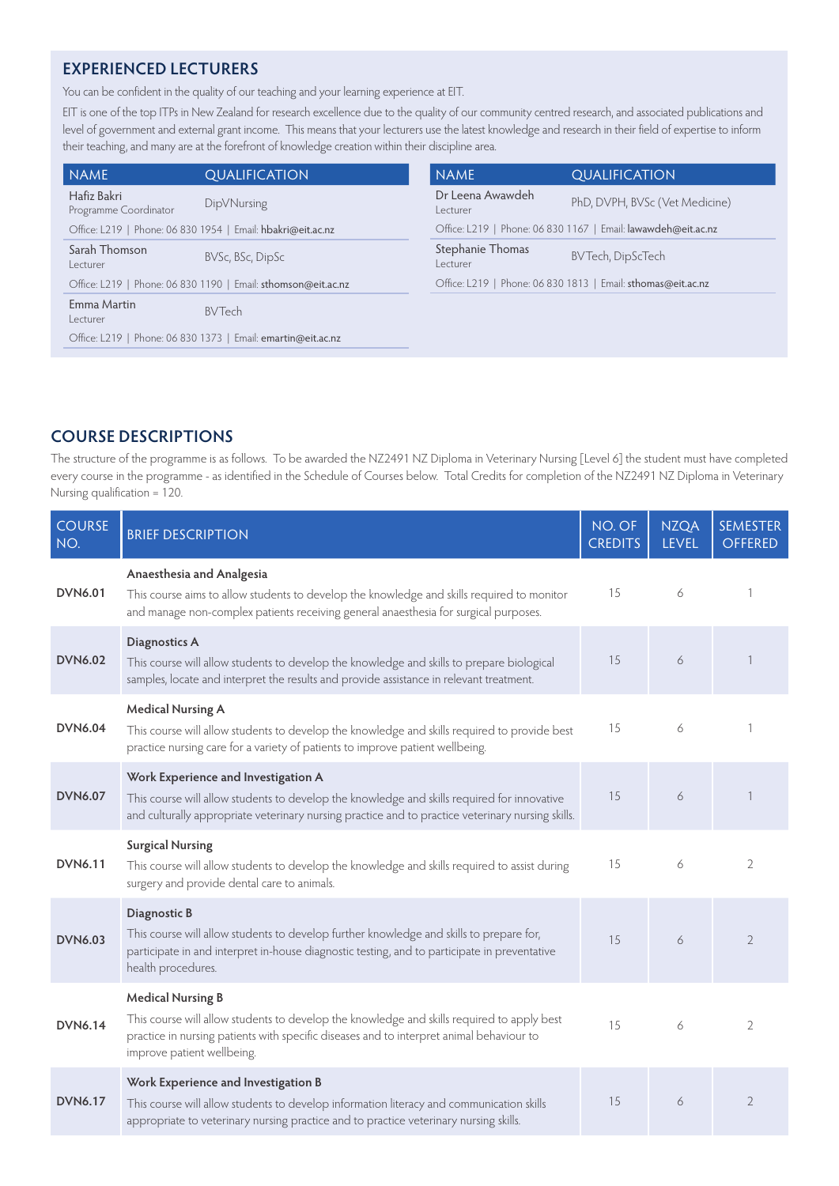## EXPERIENCED LECTURERS

You can be confident in the quality of our teaching and your learning experience at EIT.

EIT is one of the top ITPs in New Zealand for research excellence due to the quality of our community centred research, and associated publications and level of government and external grant income. This means that your lecturers use the latest knowledge and research in their field of expertise to inform their teaching, and many are at the forefront of knowledge creation within their discipline area.

| NAME | QUALIFICATION |
|---|---|
| Hafiz Bakri<br>Programme Coordinator | DipVNursing |
| Office: L219 \| Phone: 06 830 1954 \| Email: hbakri@eit.ac.nz | |
| Sarah Thomson<br>Lecturer | BVSc, BSc, DipSc |
| Office: L219 \| Phone: 06 830 1190 \| Email: sthomson@eit.ac.nz | |
| Emma Martin<br>Lecturer | BVTech |
| Office: L219 \| Phone: 06 830 1373 \| Email: emartin@eit.ac.nz | |

| NAME | QUALIFICATION |
|---|---|
| Dr Leena Awawdeh<br>Lecturer | PhD, DVPH, BVSc (Vet Medicine) |
| Office: L219 \| Phone: 06 830 1167 \| Email: lawawdeh@eit.ac.nz | |
| Stephanie Thomas<br>Lecturer | BVTech, DipScTech |
| Office: L219 \| Phone: 06 830 1813 \| Email: sthomas@eit.ac.nz | |

## COURSE DESCRIPTIONS

The structure of the programme is as follows. To be awarded the NZ2491 NZ Diploma in Veterinary Nursing [Level 6] the student must have completed every course in the programme - as identified in the Schedule of Courses below. Total Credits for completion of the NZ2491 NZ Diploma in Veterinary Nursing qualification = 120.

| COURSE NO. | BRIEF DESCRIPTION | NO. OF CREDITS | NZQA LEVEL | SEMESTER OFFERED |
|---|---|---|---|---|
| **DVN6.01** | **Anaesthesia and Analgesia**<br>This course aims to allow students to develop the knowledge and skills required to monitor and manage non-complex patients receiving general anaesthesia for surgical purposes. | 15 | 6 | 1 |
| **DVN6.02** | **Diagnostics A**<br>This course will allow students to develop the knowledge and skills to prepare biological samples, locate and interpret the results and provide assistance in relevant treatment. | 15 | 6 | 1 |
| **DVN6.04** | **Medical Nursing A**<br>This course will allow students to develop the knowledge and skills required to provide best practice nursing care for a variety of patients to improve patient wellbeing. | 15 | 6 | 1 |
| **DVN6.07** | **Work Experience and Investigation A**<br>This course will allow students to develop the knowledge and skills required for innovative and culturally appropriate veterinary nursing practice and to practice veterinary nursing skills. | 15 | 6 | 1 |
| **DVN6.11** | **Surgical Nursing**<br>This course will allow students to develop the knowledge and skills required to assist during surgery and provide dental care to animals. | 15 | 6 | 2 |
| **DVN6.03** | **Diagnostic B**<br>This course will allow students to develop further knowledge and skills to prepare for, participate in and interpret in-house diagnostic testing, and to participate in preventative health procedures. | 15 | 6 | 2 |
| **DVN6.14** | **Medical Nursing B**<br>This course will allow students to develop the knowledge and skills required to apply best practice in nursing patients with specific diseases and to interpret animal behaviour to improve patient wellbeing. | 15 | 6 | 2 |
| **DVN6.17** | **Work Experience and Investigation B**<br>This course will allow students to develop information literacy and communication skills appropriate to veterinary nursing practice and to practice veterinary nursing skills. | 15 | 6 | 2 |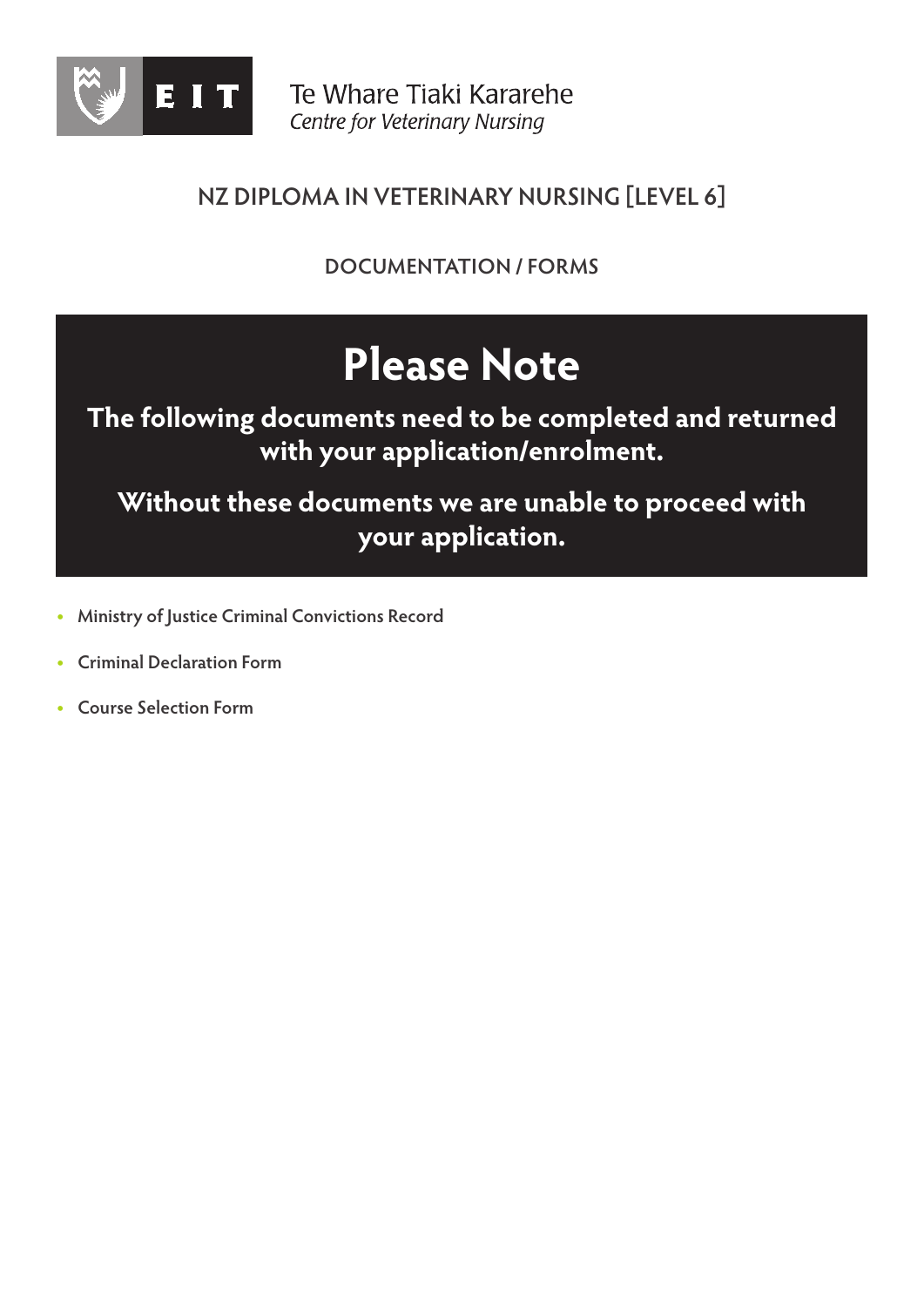Te Whare Tiaki Kararehe

*Centre for Veterinary Nursing*

## NZ DIPLOMA IN VETERINARY NURSING [LEVEL 6]

### DOCUMENTATION / FORMS

# Please Note

**The following documents need to be completed and returned with your application/enrolment.**

**Without these documents we are unable to proceed with your application.**

- Ministry of Justice Criminal Convictions Record
- Criminal Declaration Form
- Course Selection Form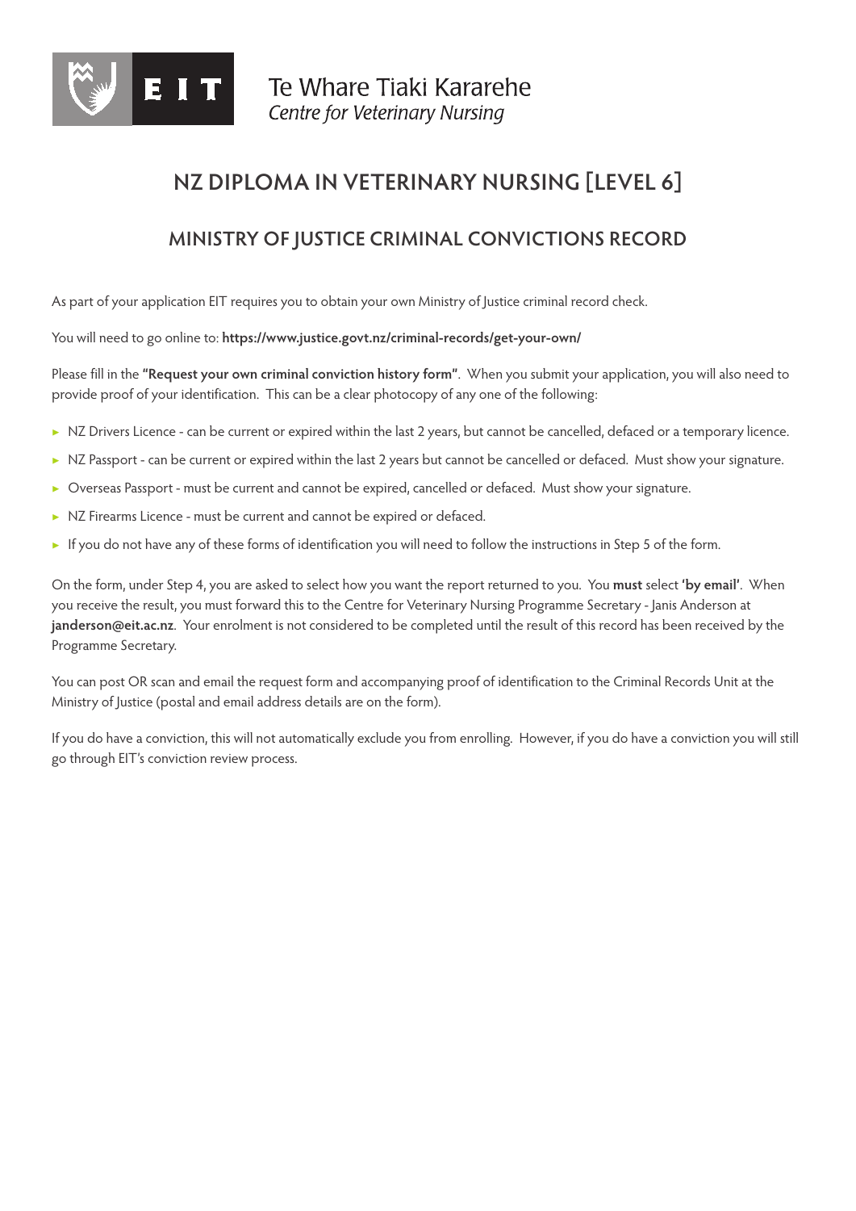Te Whare Tiaki Kararehe
*Centre for Veterinary Nursing*

# NZ DIPLOMA IN VETERINARY NURSING [LEVEL 6]

## MINISTRY OF JUSTICE CRIMINAL CONVICTIONS RECORD

As part of your application EIT requires you to obtain your own Ministry of Justice criminal record check.

You will need to go online to: **https://www.justice.govt.nz/criminal-records/get-your-own/**

Please fill in the **"Request your own criminal conviction history form"**. When you submit your application, you will also need to provide proof of your identification. This can be a clear photocopy of any one of the following:

- NZ Drivers Licence - can be current or expired within the last 2 years, but cannot be cancelled, defaced or a temporary licence.
- NZ Passport - can be current or expired within the last 2 years but cannot be cancelled or defaced. Must show your signature.
- Overseas Passport - must be current and cannot be expired, cancelled or defaced. Must show your signature.
- NZ Firearms Licence - must be current and cannot be expired or defaced.
- If you do not have any of these forms of identification you will need to follow the instructions in Step 5 of the form.

On the form, under Step 4, you are asked to select how you want the report returned to you. You **must** select **'by email'**. When you receive the result, you must forward this to the Centre for Veterinary Nursing Programme Secretary - Janis Anderson at **janderson@eit.ac.nz**. Your enrolment is not considered to be completed until the result of this record has been received by the Programme Secretary.

You can post OR scan and email the request form and accompanying proof of identification to the Criminal Records Unit at the Ministry of Justice (postal and email address details are on the form).

If you do have a conviction, this will not automatically exclude you from enrolling. However, if you do have a conviction you will still go through EIT's conviction review process.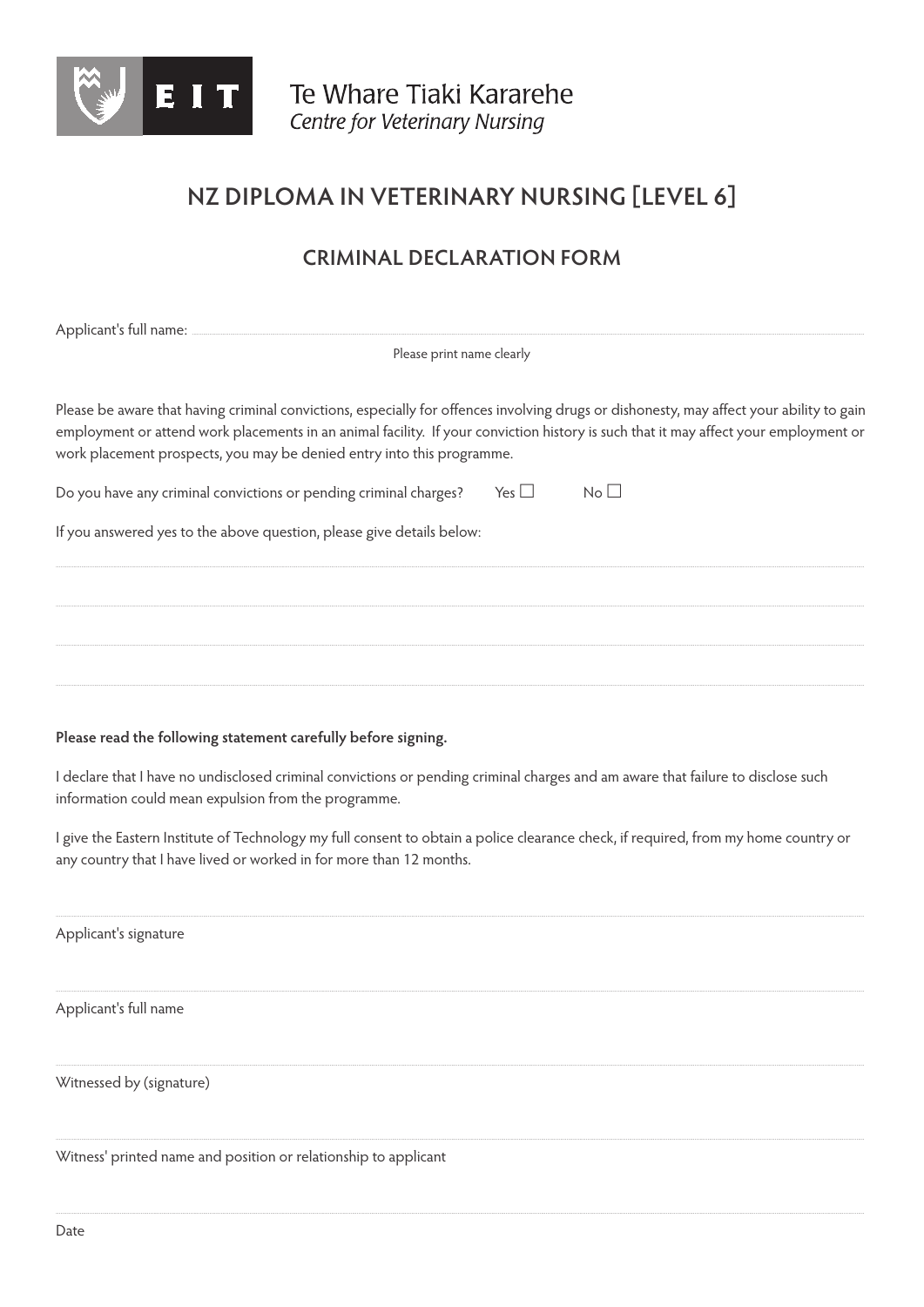EIT

Te Whare Tiaki Kararehe
*Centre for Veterinary Nursing*

# NZ DIPLOMA IN VETERINARY NURSING [LEVEL 6]

## CRIMINAL DECLARATION FORM

Applicant's full name: ..............................................................................................

Please print name clearly

Please be aware that having criminal convictions, especially for offences involving drugs or dishonesty, may affect your ability to gain employment or attend work placements in an animal facility. If your conviction history is such that it may affect your employment or work placement prospects, you may be denied entry into this programme.

Do you have any criminal convictions or pending criminal charges? Yes ☐ No ☐

If you answered yes to the above question, please give details below:

..............................................................................................

..............................................................................................

..............................................................................................

..............................................................................................

**Please read the following statement carefully before signing.**

I declare that I have no undisclosed criminal convictions or pending criminal charges and am aware that failure to disclose such information could mean expulsion from the programme.

I give the Eastern Institute of Technology my full consent to obtain a police clearance check, if required, from my home country or any country that I have lived or worked in for more than 12 months.

..............................................................................................

Applicant's signature

..............................................................................................

Applicant's full name

..............................................................................................

Witnessed by (signature)

..............................................................................................

Witness' printed name and position or relationship to applicant

..............................................................................................

Date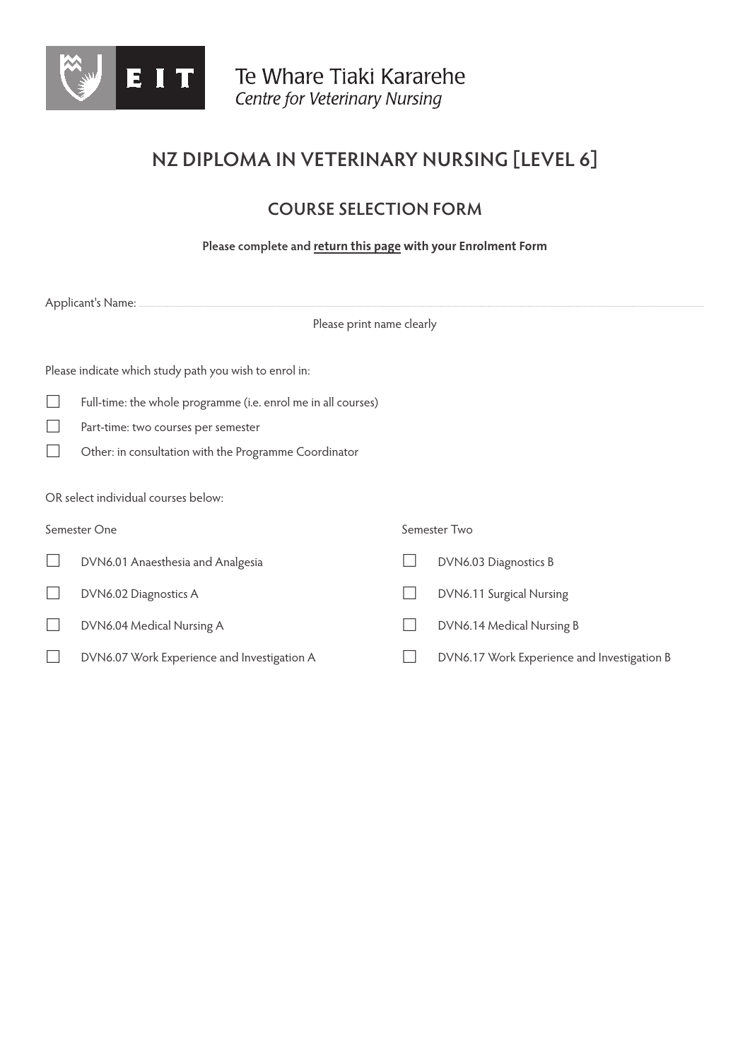Te Whare Tiaki Kararehe
*Centre for Veterinary Nursing*

# NZ DIPLOMA IN VETERINARY NURSING [LEVEL 6]

## COURSE SELECTION FORM

**Please complete and <u>return this page</u> with your Enrolment Form**

Applicant's Name: ..............................................................................................................

Please print name clearly

Please indicate which study path you wish to enrol in:

- ☐ Full-time: the whole programme (i.e. enrol me in all courses)
- ☐ Part-time: two courses per semester
- ☐ Other: in consultation with the Programme Coordinator

OR select individual courses below:

Semester One

- ☐ DVN6.01 Anaesthesia and Analgesia
- ☐ DVN6.02 Diagnostics A
- ☐ DVN6.04 Medical Nursing A
- ☐ DVN6.07 Work Experience and Investigation A

Semester Two

- ☐ DVN6.03 Diagnostics B
- ☐ DVN6.11 Surgical Nursing
- ☐ DVN6.14 Medical Nursing B
- ☐ DVN6.17 Work Experience and Investigation B